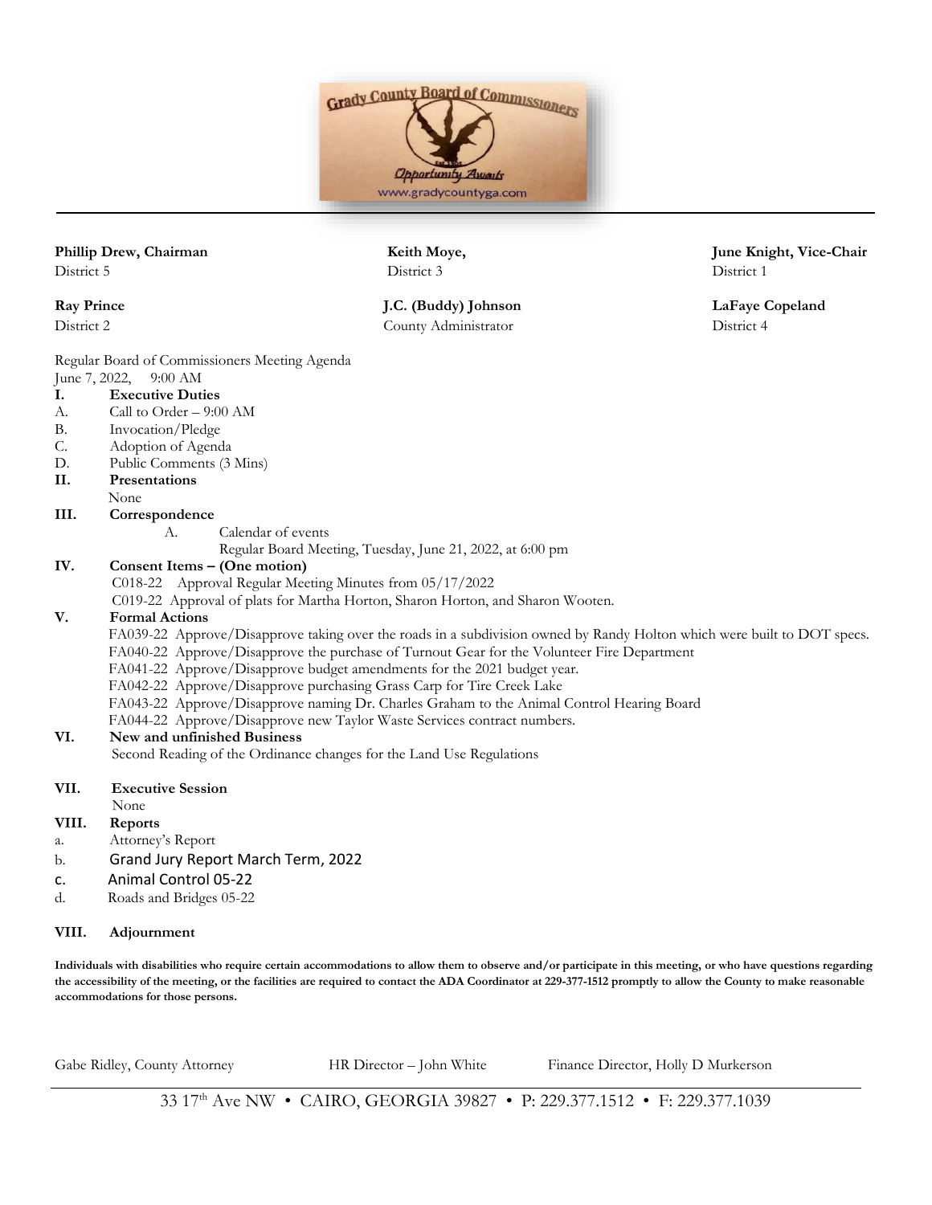**Phillip Drew, Chairman**
District 5

**Keith Moye,**
District 3

**June Knight, Vice-Chair**
District 1

**Ray Prince**
District 2

**J.C. (Buddy) Johnson**
County Administrator

**LaFaye Copeland**
District 4

Regular Board of Commissioners Meeting Agenda
June 7, 2022, 9:00 AM

**I. Executive Duties**

A. Call to Order – 9:00 AM
B. Invocation/Pledge
C. Adoption of Agenda
D. Public Comments (3 Mins)

**II. Presentations**

None

**III. Correspondence**

A. Calendar of events
Regular Board Meeting, Tuesday, June 21, 2022, at 6:00 pm

**IV. Consent Items – (One motion)**

C018-22 Approval Regular Meeting Minutes from 05/17/2022
C019-22 Approval of plats for Martha Horton, Sharon Horton, and Sharon Wooten.

**V. Formal Actions**

FA039-22 Approve/Disapprove taking over the roads in a subdivision owned by Randy Holton which were built to DOT specs.
FA040-22 Approve/Disapprove the purchase of Turnout Gear for the Volunteer Fire Department
FA041-22 Approve/Disapprove budget amendments for the 2021 budget year.
FA042-22 Approve/Disapprove purchasing Grass Carp for Tire Creek Lake
FA043-22 Approve/Disapprove naming Dr. Charles Graham to the Animal Control Hearing Board
FA044-22 Approve/Disapprove new Taylor Waste Services contract numbers.

**VI. New and unfinished Business**

Second Reading of the Ordinance changes for the Land Use Regulations

**VII. Executive Session**

None

**VIII. Reports**

a. Attorney's Report
b. Grand Jury Report March Term, 2022
c. Animal Control 05-22
d. Roads and Bridges 05-22

**VIII. Adjournment**

**Individuals with disabilities who require certain accommodations to allow them to observe and/or participate in this meeting, or who have questions regarding the accessibility of the meeting, or the facilities are required to contact the ADA Coordinator at 229-377-1512 promptly to allow the County to make reasonable accommodations for those persons.**

Gabe Ridley, County Attorney    HR Director – John White    Finance Director, Holly D Murkerson

33 17th Ave NW • CAIRO, GEORGIA 39827 • P: 229.377.1512 • F: 229.377.1039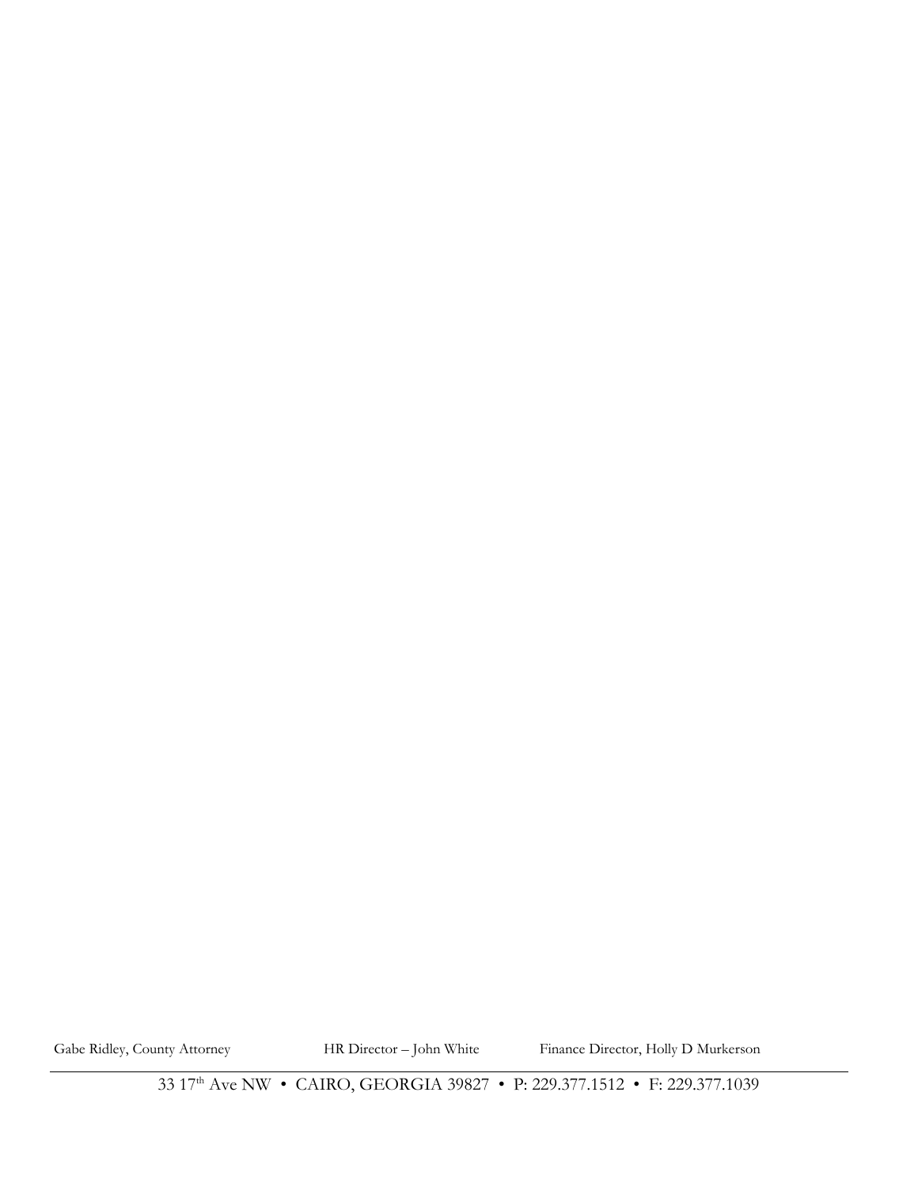Gabe Ridley, County Attorney HR Director – John White Finance Director, Holly D Murkerson

33 17th Ave NW • CAIRO, GEORGIA 39827 • P: 229.377.1512 • F: 229.377.1039